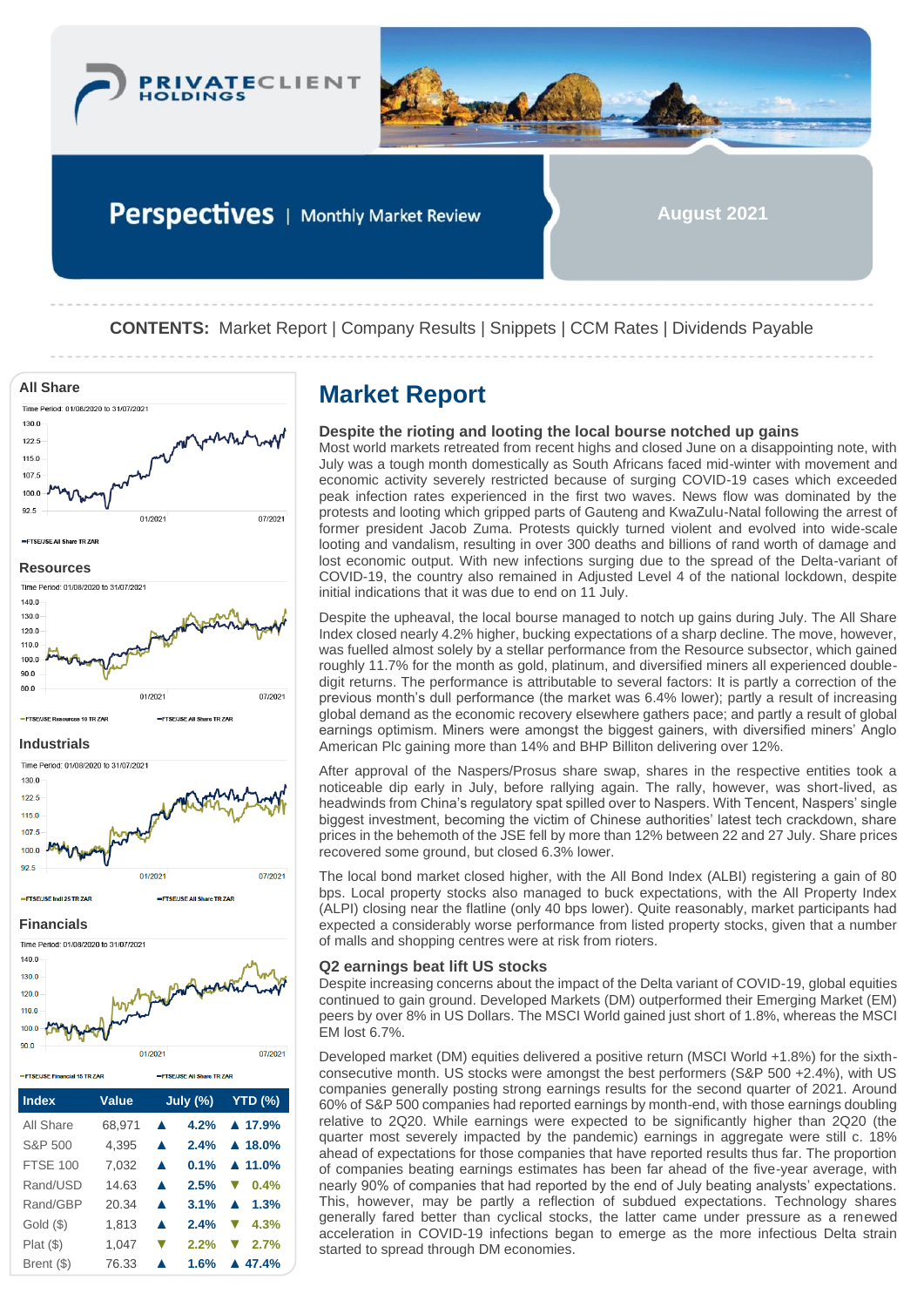PRIVATECLIENT HOLDINGS

# Perspectives | Monthly Market Review

August 2021

**CONTENTS:** Market Report | Company Results | Snippets | CCM Rates | Dividends Payable

**All Share**

Time Period: 01/08/2020 to 31/07/2021

FTSE/JSE All Share TR ZAR

**Resources**

Time Period: 01/08/2020 to 31/07/2021

FTSE/JSE Resources 10 TR ZAR — FTSE/JSE All Share TR ZAR

**Industrials**

Time Period: 01/08/2020 to 31/07/2021

FTSE/JSE Indi 25 TR ZAR — FTSE/JSE All Share TR ZAR

**Financials**

Time Period: 01/08/2020 to 31/07/2021

FTSE/JSE Financial 15 TR ZAR — FTSE/JSE All Share TR ZAR

| Index | Value | | July (%) | YTD (%) |
|---|---|---|---|---|
| All Share | 68,971 | ▲ | 4.2% | ▲ 17.9% |
| S&P 500 | 4,395 | ▲ | 2.4% | ▲ 18.0% |
| FTSE 100 | 7,032 | ▲ | 0.1% | ▲ 11.0% |
| Rand/USD | 14.63 | ▲ | 2.5% | ▼ 0.4% |
| Rand/GBP | 20.34 | ▲ | 3.1% | ▲ 1.3% |
| Gold ($) | 1,813 | ▲ | 2.4% | ▼ 4.3% |
| Plat ($) | 1,047 | ▼ | 2.2% | ▼ 2.7% |
| Brent ($) | 76.33 | ▲ | 1.6% | ▲ 47.4% |

## Market Report

### Despite the rioting and looting the local bourse notched up gains

Most world markets retreated from recent highs and closed June on a disappointing note, with July was a tough month domestically as South Africans faced mid-winter with movement and economic activity severely restricted because of surging COVID-19 cases which exceeded peak infection rates experienced in the first two waves. News flow was dominated by the protests and looting which gripped parts of Gauteng and KwaZulu-Natal following the arrest of former president Jacob Zuma. Protests quickly turned violent and evolved into wide-scale looting and vandalism, resulting in over 300 deaths and billions of rand worth of damage and lost economic output. With new infections surging due to the spread of the Delta-variant of COVID-19, the country also remained in Adjusted Level 4 of the national lockdown, despite initial indications that it was due to end on 11 July.

Despite the upheaval, the local bourse managed to notch up gains during July. The All Share Index closed nearly 4.2% higher, bucking expectations of a sharp decline. The move, however, was fuelled almost solely by a stellar performance from the Resource subsector, which gained roughly 11.7% for the month as gold, platinum, and diversified miners all experienced double-digit returns. The performance is attributable to several factors: It is partly a correction of the previous month's dull performance (the market was 6.4% lower); partly a result of increasing global demand as the economic recovery elsewhere gathers pace; and partly a result of global earnings optimism. Miners were amongst the biggest gainers, with diversified miners' Anglo American Plc gaining more than 14% and BHP Billiton delivering over 12%.

After approval of the Naspers/Prosus share swap, shares in the respective entities took a noticeable dip early in July, before rallying again. The rally, however, was short-lived, as headwinds from China's regulatory spat spilled over to Naspers. With Tencent, Naspers' single biggest investment, becoming the victim of Chinese authorities' latest tech crackdown, share prices in the behemoth of the JSE fell by more than 12% between 22 and 27 July. Share prices recovered some ground, but closed 6.3% lower.

The local bond market closed higher, with the All Bond Index (ALBI) registering a gain of 80 bps. Local property stocks also managed to buck expectations, with the All Property Index (ALPI) closing near the flatline (only 40 bps lower). Quite reasonably, market participants had expected a considerably worse performance from listed property stocks, given that a number of malls and shopping centres were at risk from rioters.

### Q2 earnings beat lift US stocks

Despite increasing concerns about the impact of the Delta variant of COVID-19, global equities continued to gain ground. Developed Markets (DM) outperformed their Emerging Market (EM) peers by over 8% in US Dollars. The MSCI World gained just short of 1.8%, whereas the MSCI EM lost 6.7%.

Developed market (DM) equities delivered a positive return (MSCI World +1.8%) for the sixth-consecutive month. US stocks were amongst the best performers (S&P 500 +2.4%), with US companies generally posting strong earnings results for the second quarter of 2021. Around 60% of S&P 500 companies had reported earnings by month-end, with those earnings doubling relative to 2Q20. While earnings were expected to be significantly higher than 2Q20 (the quarter most severely impacted by the pandemic) earnings in aggregate were still c. 18% ahead of expectations for those companies that have reported results thus far. The proportion of companies beating earnings estimates has been far ahead of the five-year average, with nearly 90% of companies that had reported by the end of July beating analysts' expectations. This, however, may be partly a reflection of subdued expectations. Technology shares generally fared better than cyclical stocks, the latter came under pressure as a renewed acceleration in COVID-19 infections began to emerge as the more infectious Delta strain started to spread through DM economies.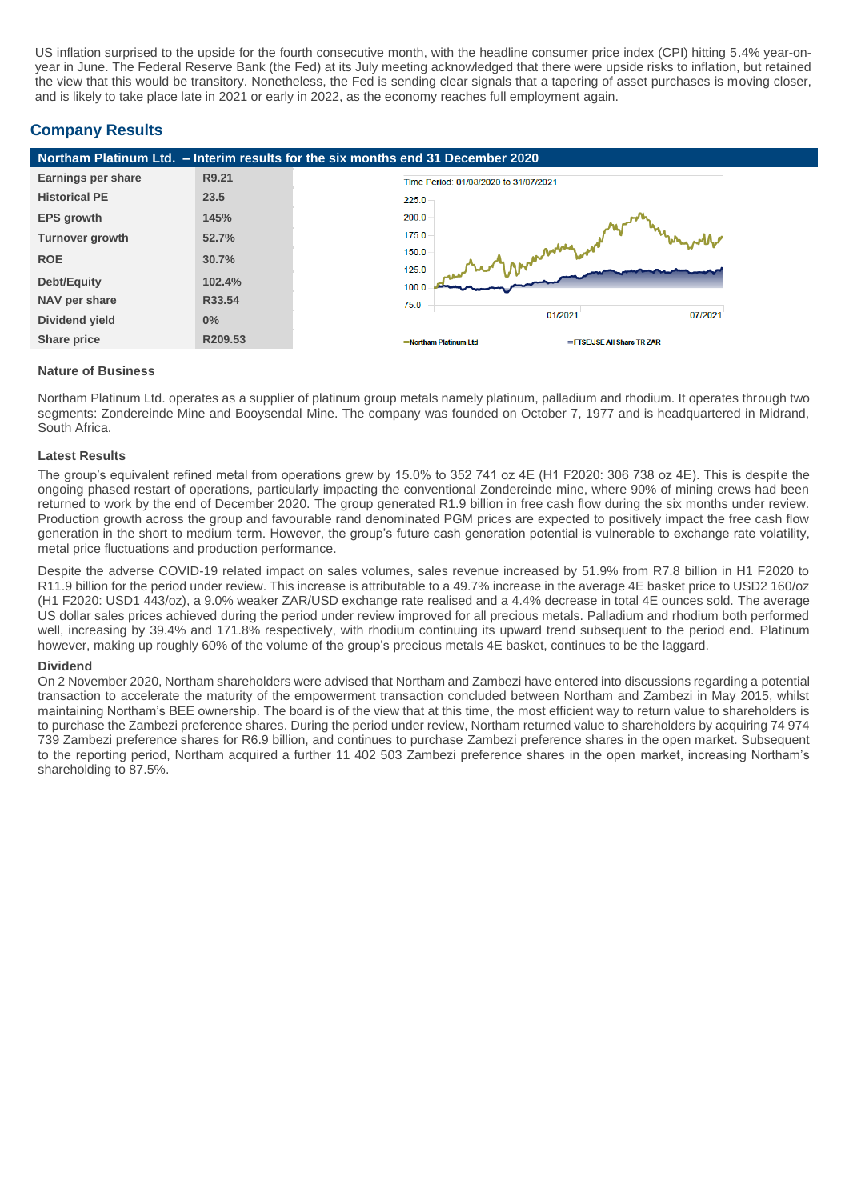US inflation surprised to the upside for the fourth consecutive month, with the headline consumer price index (CPI) hitting 5.4% year-on-year in June. The Federal Reserve Bank (the Fed) at its July meeting acknowledged that there were upside risks to inflation, but retained the view that this would be transitory. Nonetheless, the Fed is sending clear signals that a tapering of asset purchases is moving closer, and is likely to take place late in 2021 or early in 2022, as the economy reaches full employment again.

## Company Results

### Northam Platinum Ltd. – Interim results for the six months end 31 December 2020

| | |
|---|---|
| **Earnings per share** | R9.21 |
| **Historical PE** | 23.5 |
| **EPS growth** | 145% |
| **Turnover growth** | 52.7% |
| **ROE** | 30.7% |
| **Debt/Equity** | 102.4% |
| **NAV per share** | R33.54 |
| **Dividend yield** | 0% |
| **Share price** | R209.53 |

#### Nature of Business

Northam Platinum Ltd. operates as a supplier of platinum group metals namely platinum, palladium and rhodium. It operates through two segments: Zondereinde Mine and Booysendal Mine. The company was founded on October 7, 1977 and is headquartered in Midrand, South Africa.

#### Latest Results

The group's equivalent refined metal from operations grew by 15.0% to 352 741 oz 4E (H1 F2020: 306 738 oz 4E). This is despite the ongoing phased restart of operations, particularly impacting the conventional Zondereinde mine, where 90% of mining crews had been returned to work by the end of December 2020. The group generated R1.9 billion in free cash flow during the six months under review. Production growth across the group and favourable rand denominated PGM prices are expected to positively impact the free cash flow generation in the short to medium term. However, the group's future cash generation potential is vulnerable to exchange rate volatility, metal price fluctuations and production performance.

Despite the adverse COVID-19 related impact on sales volumes, sales revenue increased by 51.9% from R7.8 billion in H1 F2020 to R11.9 billion for the period under review. This increase is attributable to a 49.7% increase in the average 4E basket price to USD2 160/oz (H1 F2020: USD1 443/oz), a 9.0% weaker ZAR/USD exchange rate realised and a 4.4% decrease in total 4E ounces sold. The average US dollar sales prices achieved during the period under review improved for all precious metals. Palladium and rhodium both performed well, increasing by 39.4% and 171.8% respectively, with rhodium continuing its upward trend subsequent to the period end. Platinum however, making up roughly 60% of the volume of the group's precious metals 4E basket, continues to be the laggard.

#### Dividend

On 2 November 2020, Northam shareholders were advised that Northam and Zambezi have entered into discussions regarding a potential transaction to accelerate the maturity of the empowerment transaction concluded between Northam and Zambezi in May 2015, whilst maintaining Northam's BEE ownership. The board is of the view that at this time, the most efficient way to return value to shareholders is to purchase the Zambezi preference shares. During the period under review, Northam returned value to shareholders by acquiring 74 974 739 Zambezi preference shares for R6.9 billion, and continues to purchase Zambezi preference shares in the open market. Subsequent to the reporting period, Northam acquired a further 11 402 503 Zambezi preference shares in the open market, increasing Northam's shareholding to 87.5%.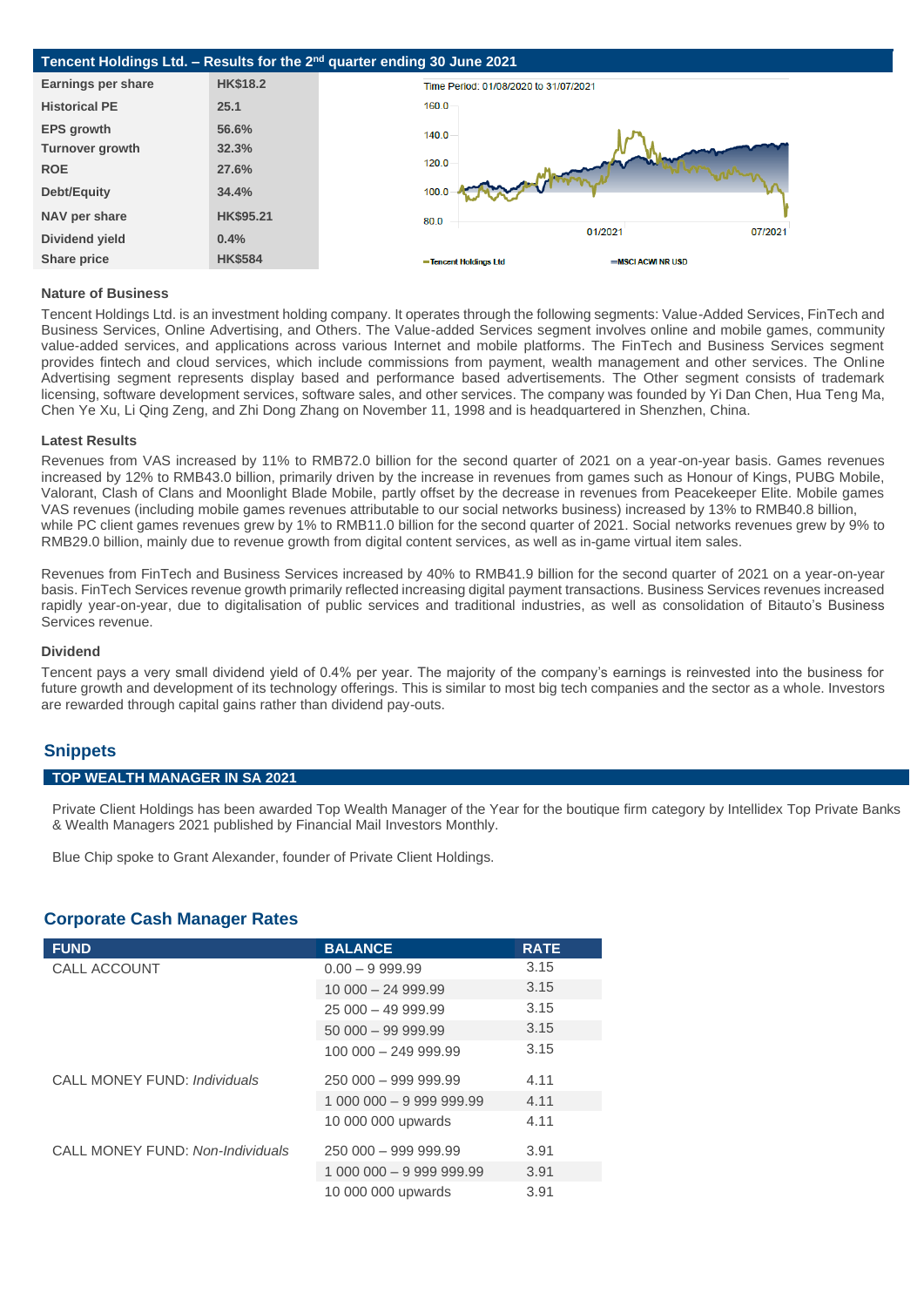## Tencent Holdings Ltd. – Results for the 2nd quarter ending 30 June 2021

| | |
|---|---|
| **Earnings per share** | **HK$18.2** |
| **Historical PE** | **25.1** |
| **EPS growth** | **56.6%** |
| **Turnover growth** | **32.3%** |
| **ROE** | **27.6%** |
| **Debt/Equity** | **34.4%** |
| **NAV per share** | **HK$95.21** |
| **Dividend yield** | **0.4%** |
| **Share price** | **HK$584** |

Time Period: 01/08/2020 to 31/07/2021

Tencent Holdings Ltd — MSCI ACWI NR USD

### Nature of Business

Tencent Holdings Ltd. is an investment holding company. It operates through the following segments: Value-Added Services, FinTech and Business Services, Online Advertising, and Others. The Value-added Services segment involves online and mobile games, community value-added services, and applications across various Internet and mobile platforms. The FinTech and Business Services segment provides fintech and cloud services, which include commissions from payment, wealth management and other services. The Online Advertising segment represents display based and performance based advertisements. The Other segment consists of trademark licensing, software development services, software sales, and other services. The company was founded by Yi Dan Chen, Hua Teng Ma, Chen Ye Xu, Li Qing Zeng, and Zhi Dong Zhang on November 11, 1998 and is headquartered in Shenzhen, China.

### Latest Results

Revenues from VAS increased by 11% to RMB72.0 billion for the second quarter of 2021 on a year-on-year basis. Games revenues increased by 12% to RMB43.0 billion, primarily driven by the increase in revenues from games such as Honour of Kings, PUBG Mobile, Valorant, Clash of Clans and Moonlight Blade Mobile, partly offset by the decrease in revenues from Peacekeeper Elite. Mobile games VAS revenues (including mobile games revenues attributable to our social networks business) increased by 13% to RMB40.8 billion, while PC client games revenues grew by 1% to RMB11.0 billion for the second quarter of 2021. Social networks revenues grew by 9% to RMB29.0 billion, mainly due to revenue growth from digital content services, as well as in-game virtual item sales.

Revenues from FinTech and Business Services increased by 40% to RMB41.9 billion for the second quarter of 2021 on a year-on-year basis. FinTech Services revenue growth primarily reflected increasing digital payment transactions. Business Services revenues increased rapidly year-on-year, due to digitalisation of public services and traditional industries, as well as consolidation of Bitauto's Business Services revenue.

### Dividend

Tencent pays a very small dividend yield of 0.4% per year. The majority of the company's earnings is reinvested into the business for future growth and development of its technology offerings. This is similar to most big tech companies and the sector as a whole. Investors are rewarded through capital gains rather than dividend pay-outs.

## Snippets

### TOP WEALTH MANAGER IN SA 2021

Private Client Holdings has been awarded Top Wealth Manager of the Year for the boutique firm category by Intellidex Top Private Banks & Wealth Managers 2021 published by Financial Mail Investors Monthly.

Blue Chip spoke to Grant Alexander, founder of Private Client Holdings.

## Corporate Cash Manager Rates

| FUND | BALANCE | RATE |
|---|---|---|
| CALL ACCOUNT | 0.00 – 9 999.99 | 3.15 |
| | 10 000 – 24 999.99 | 3.15 |
| | 25 000 – 49 999.99 | 3.15 |
| | 50 000 – 99 999.99 | 3.15 |
| | 100 000 – 249 999.99 | 3.15 |
| CALL MONEY FUND: *Individuals* | 250 000 – 999 999.99 | 4.11 |
| | 1 000 000 – 9 999 999.99 | 4.11 |
| | 10 000 000 upwards | 4.11 |
| CALL MONEY FUND: *Non-Individuals* | 250 000 – 999 999.99 | 3.91 |
| | 1 000 000 – 9 999 999.99 | 3.91 |
| | 10 000 000 upwards | 3.91 |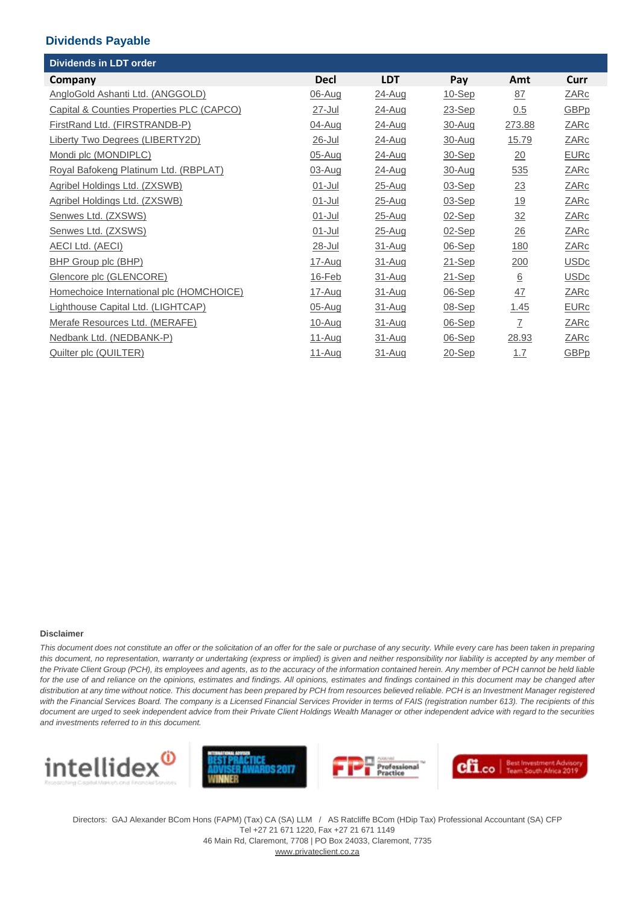## Dividends Payable

**Dividends in LDT order**

| Company | Decl | LDT | Pay | Amt | Curr |
|---|---|---|---|---|---|
| AngloGold Ashanti Ltd. (ANGGOLD) | 06-Aug | 24-Aug | 10-Sep | 87 | ZARc |
| Capital & Counties Properties PLC (CAPCO) | 27-Jul | 24-Aug | 23-Sep | 0.5 | GBPp |
| FirstRand Ltd. (FIRSTRANDB-P) | 04-Aug | 24-Aug | 30-Aug | 273.88 | ZARc |
| Liberty Two Degrees (LIBERTY2D) | 26-Jul | 24-Aug | 30-Aug | 15.79 | ZARc |
| Mondi plc (MONDIPLC) | 05-Aug | 24-Aug | 30-Sep | 20 | EURc |
| Royal Bafokeng Platinum Ltd. (RBPLAT) | 03-Aug | 24-Aug | 30-Aug | 535 | ZARc |
| Agribel Holdings Ltd. (ZXSWB) | 01-Jul | 25-Aug | 03-Sep | 23 | ZARc |
| Agribel Holdings Ltd. (ZXSWB) | 01-Jul | 25-Aug | 03-Sep | 19 | ZARc |
| Senwes Ltd. (ZXSWS) | 01-Jul | 25-Aug | 02-Sep | 32 | ZARc |
| Senwes Ltd. (ZXSWS) | 01-Jul | 25-Aug | 02-Sep | 26 | ZARc |
| AECI Ltd. (AECI) | 28-Jul | 31-Aug | 06-Sep | 180 | ZARc |
| BHP Group plc (BHP) | 17-Aug | 31-Aug | 21-Sep | 200 | USDc |
| Glencore plc (GLENCORE) | 16-Feb | 31-Aug | 21-Sep | 6 | USDc |
| Homechoice International plc (HOMCHOICE) | 17-Aug | 31-Aug | 06-Sep | 47 | ZARc |
| Lighthouse Capital Ltd. (LIGHTCAP) | 05-Aug | 31-Aug | 08-Sep | 1.45 | EURc |
| Merafe Resources Ltd. (MERAFE) | 10-Aug | 31-Aug | 06-Sep | 7 | ZARc |
| Nedbank Ltd. (NEDBANK-P) | 11-Aug | 31-Aug | 06-Sep | 28.93 | ZARc |
| Quilter plc (QUILTER) | 11-Aug | 31-Aug | 20-Sep | 1.7 | GBPp |

**Disclaimer**

*This document does not constitute an offer or the solicitation of an offer for the sale or purchase of any security. While every care has been taken in preparing this document, no representation, warranty or undertaking (express or implied) is given and neither responsibility nor liability is accepted by any member of the Private Client Group (PCH), its employees and agents, as to the accuracy of the information contained herein. Any member of PCH cannot be held liable for the use of and reliance on the opinions, estimates and findings. All opinions, estimates and findings contained in this document may be changed after distribution at any time without notice. This document has been prepared by PCH from resources believed reliable. PCH is an Investment Manager registered with the Financial Services Board. The company is a Licensed Financial Services Provider in terms of FAIS (registration number 613). The recipients of this document are urged to seek independent advice from their Private Client Holdings Wealth Manager or other independent advice with regard to the securities and investments referred to in this document.*

Directors: GAJ Alexander BCom Hons (FAPM) (Tax) CA (SA) LLM / AS Ratcliffe BCom (HDip Tax) Professional Accountant (SA) CFP
Tel +27 21 671 1220, Fax +27 21 671 1149
46 Main Rd, Claremont, 7708 | PO Box 24033, Claremont, 7735
www.privateclient.co.za